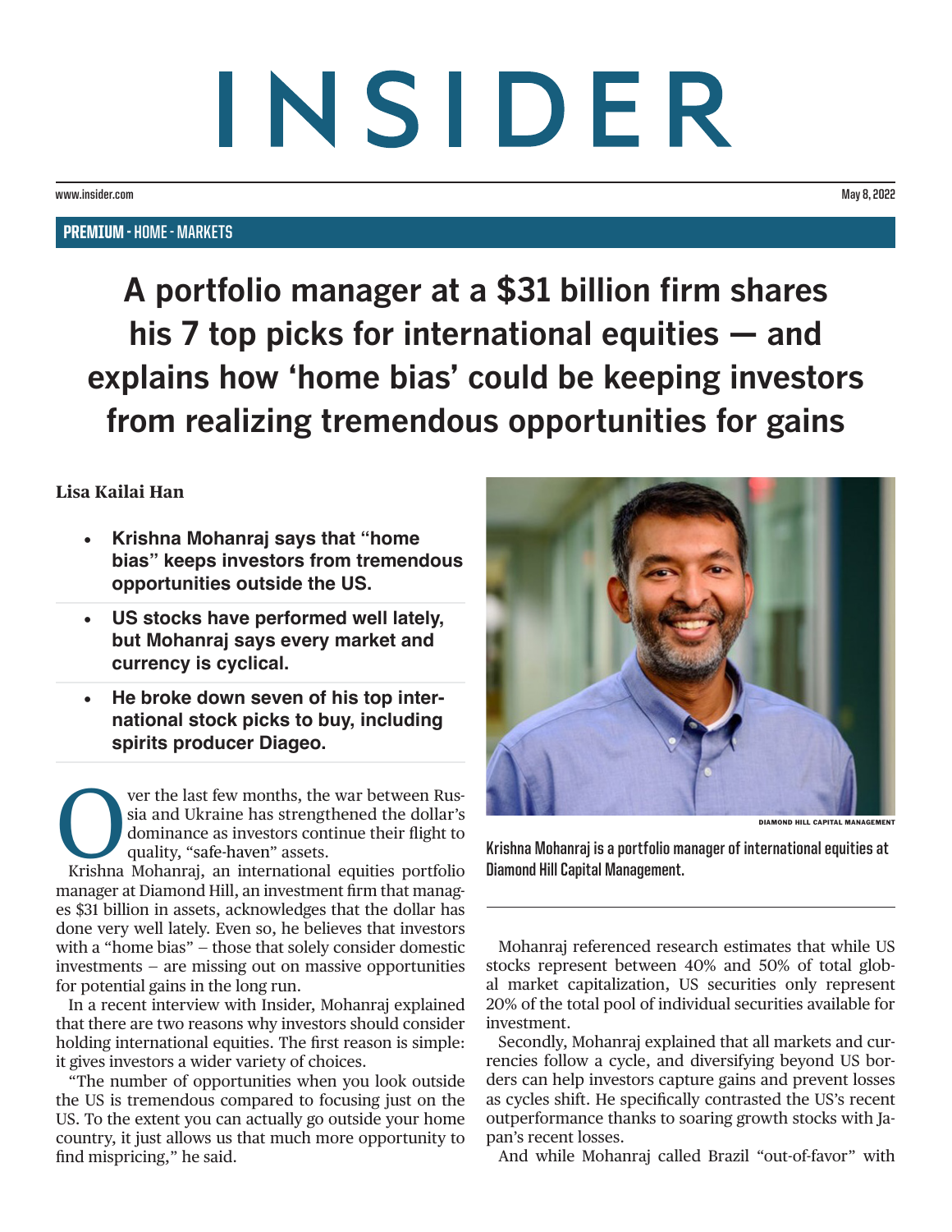# INSIDER

www.insider.com

May 8, 2022

**PREMIUM** - HOME - MARKETS

# A portfolio manager at a $31 billion firm shares his 7 top picks for international equities — and explains how 'home bias' could be keeping investors from realizing tremendous opportunities for gains

**Lisa Kailai Han**

- **Krishna Mohanraj says that "home bias" keeps investors from tremendous opportunities outside the US.**
- **US stocks have performed well lately, but Mohanraj says every market and currency is cyclical.**
- **He broke down seven of his top international stock picks to buy, including spirits producer Diageo.**

Over the last few months, the war between Russia and Ukraine has strengthened the dollar's dominance as investors continue their flight to quality, "safe-haven" assets.

Krishna Mohanraj, an international equities portfolio manager at Diamond Hill, an investment firm that manages $31 billion in assets, acknowledges that the dollar has done very well lately. Even so, he believes that investors with a "home bias" – those that solely consider domestic investments – are missing out on massive opportunities for potential gains in the long run.

In a recent interview with Insider, Mohanraj explained that there are two reasons why investors should consider holding international equities. The first reason is simple: it gives investors a wider variety of choices.

"The number of opportunities when you look outside the US is tremendous compared to focusing just on the US. To the extent you can actually go outside your home country, it just allows us that much more opportunity to find mispricing," he said.

DIAMOND HILL CAPITAL MANAGEMENT

Krishna Mohanraj is a portfolio manager of international equities at Diamond Hill Capital Management.

Mohanraj referenced research estimates that while US stocks represent between 40% and 50% of total global market capitalization, US securities only represent 20% of the total pool of individual securities available for investment.

Secondly, Mohanraj explained that all markets and currencies follow a cycle, and diversifying beyond US borders can help investors capture gains and prevent losses as cycles shift. He specifically contrasted the US's recent outperformance thanks to soaring growth stocks with Japan's recent losses.

And while Mohanraj called Brazil "out-of-favor" with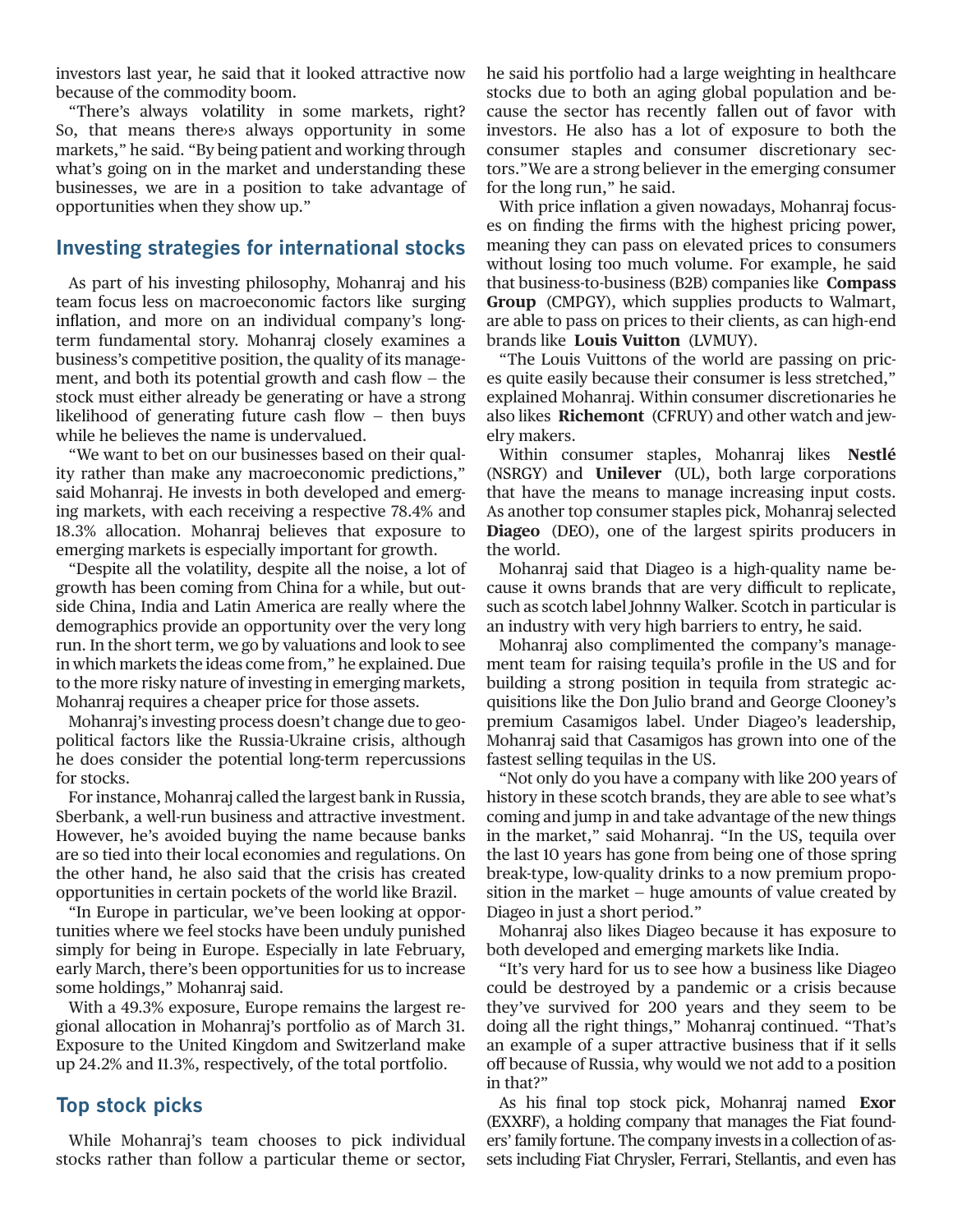investors last year, he said that it looked attractive now because of the commodity boom.

"There's always volatility in some markets, right? So, that means there›s always opportunity in some markets," he said. "By being patient and working through what's going on in the market and understanding these businesses, we are in a position to take advantage of opportunities when they show up."

## Investing strategies for international stocks

As part of his investing philosophy, Mohanraj and his team focus less on macroeconomic factors like surging inflation, and more on an individual company's long-term fundamental story. Mohanraj closely examines a business's competitive position, the quality of its management, and both its potential growth and cash flow – the stock must either already be generating or have a strong likelihood of generating future cash flow – then buys while he believes the name is undervalued.

"We want to bet on our businesses based on their quality rather than make any macroeconomic predictions," said Mohanraj. He invests in both developed and emerging markets, with each receiving a respective 78.4% and 18.3% allocation. Mohanraj believes that exposure to emerging markets is especially important for growth.

"Despite all the volatility, despite all the noise, a lot of growth has been coming from China for a while, but outside China, India and Latin America are really where the demographics provide an opportunity over the very long run. In the short term, we go by valuations and look to see in which markets the ideas come from," he explained. Due to the more risky nature of investing in emerging markets, Mohanraj requires a cheaper price for those assets.

Mohanraj's investing process doesn't change due to geopolitical factors like the Russia-Ukraine crisis, although he does consider the potential long-term repercussions for stocks.

For instance, Mohanraj called the largest bank in Russia, Sberbank, a well-run business and attractive investment. However, he's avoided buying the name because banks are so tied into their local economies and regulations. On the other hand, he also said that the crisis has created opportunities in certain pockets of the world like Brazil.

"In Europe in particular, we've been looking at opportunities where we feel stocks have been unduly punished simply for being in Europe. Especially in late February, early March, there's been opportunities for us to increase some holdings," Mohanraj said.

With a 49.3% exposure, Europe remains the largest regional allocation in Mohanraj's portfolio as of March 31. Exposure to the United Kingdom and Switzerland make up 24.2% and 11.3%, respectively, of the total portfolio.

## Top stock picks

While Mohanraj's team chooses to pick individual stocks rather than follow a particular theme or sector, he said his portfolio had a large weighting in healthcare stocks due to both an aging global population and because the sector has recently fallen out of favor with investors. He also has a lot of exposure to both the consumer staples and consumer discretionary sectors."We are a strong believer in the emerging consumer for the long run," he said.

With price inflation a given nowadays, Mohanraj focuses on finding the firms with the highest pricing power, meaning they can pass on elevated prices to consumers without losing too much volume. For example, he said that business-to-business (B2B) companies like **Compass Group** (CMPGY), which supplies products to Walmart, are able to pass on prices to their clients, as can high-end brands like **Louis Vuitton** (LVMUY).

"The Louis Vuittons of the world are passing on prices quite easily because their consumer is less stretched," explained Mohanraj. Within consumer discretionaries he also likes **Richemont** (CFRUY) and other watch and jewelry makers.

Within consumer staples, Mohanraj likes **Nestlé** (NSRGY) and **Unilever** (UL), both large corporations that have the means to manage increasing input costs. As another top consumer staples pick, Mohanraj selected **Diageo** (DEO), one of the largest spirits producers in the world.

Mohanraj said that Diageo is a high-quality name because it owns brands that are very difficult to replicate, such as scotch label Johnny Walker. Scotch in particular is an industry with very high barriers to entry, he said.

Mohanraj also complimented the company's management team for raising tequila's profile in the US and for building a strong position in tequila from strategic acquisitions like the Don Julio brand and George Clooney's premium Casamigos label. Under Diageo's leadership, Mohanraj said that Casamigos has grown into one of the fastest selling tequilas in the US.

"Not only do you have a company with like 200 years of history in these scotch brands, they are able to see what's coming and jump in and take advantage of the new things in the market," said Mohanraj. "In the US, tequila over the last 10 years has gone from being one of those spring break-type, low-quality drinks to a now premium proposition in the market – huge amounts of value created by Diageo in just a short period."

Mohanraj also likes Diageo because it has exposure to both developed and emerging markets like India.

"It's very hard for us to see how a business like Diageo could be destroyed by a pandemic or a crisis because they've survived for 200 years and they seem to be doing all the right things," Mohanraj continued. "That's an example of a super attractive business that if it sells off because of Russia, why would we not add to a position in that?"

As his final top stock pick, Mohanraj named **Exor** (EXXRF), a holding company that manages the Fiat founders' family fortune. The company invests in a collection of assets including Fiat Chrysler, Ferrari, Stellantis, and even has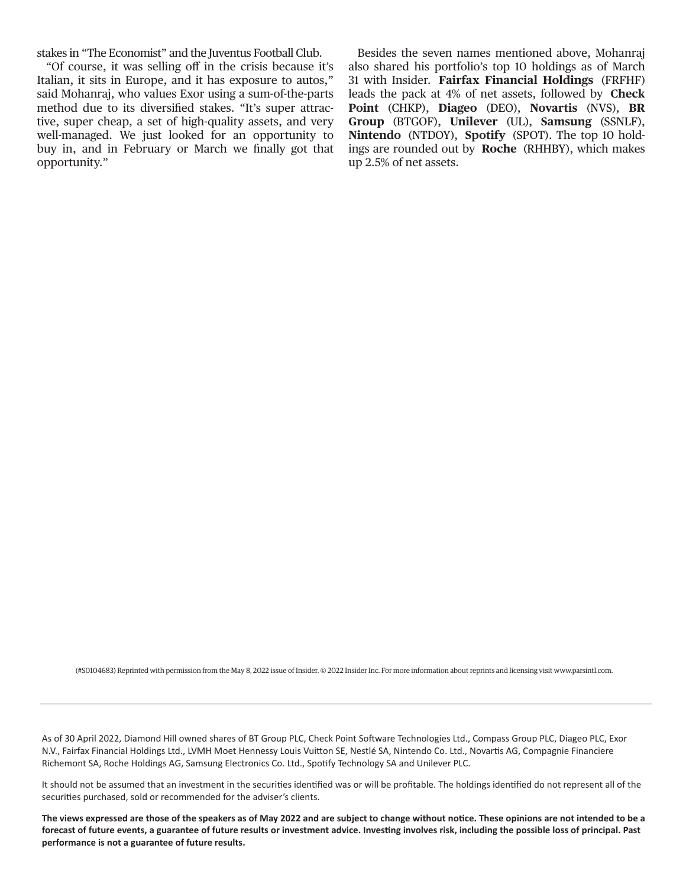stakes in "The Economist" and the Juventus Football Club.

"Of course, it was selling off in the crisis because it's Italian, it sits in Europe, and it has exposure to autos," said Mohanraj, who values Exor using a sum-of-the-parts method due to its diversified stakes. "It's super attractive, super cheap, a set of high-quality assets, and very well-managed. We just looked for an opportunity to buy in, and in February or March we finally got that opportunity."

Besides the seven names mentioned above, Mohanraj also shared his portfolio's top 10 holdings as of March 31 with Insider. **Fairfax Financial Holdings** (FRFHF) leads the pack at 4% of net assets, followed by **Check Point** (CHKP), **Diageo** (DEO), **Novartis** (NVS), **BR Group** (BTGOF), **Unilever** (UL), **Samsung** (SSNLF), **Nintendo** (NTDOY), **Spotify** (SPOT). The top 10 holdings are rounded out by **Roche** (RHHBY), which makes up 2.5% of net assets.

(#S0104683) Reprinted with permission from the May 8, 2022 issue of Insider. © 2022 Insider Inc. For more information about reprints and licensing visit www.parsintl.com.

---

As of 30 April 2022, Diamond Hill owned shares of BT Group PLC, Check Point Software Technologies Ltd., Compass Group PLC, Diageo PLC, Exor N.V., Fairfax Financial Holdings Ltd., LVMH Moet Hennessy Louis Vuitton SE, Nestlé SA, Nintendo Co. Ltd., Novartis AG, Compagnie Financiere Richemont SA, Roche Holdings AG, Samsung Electronics Co. Ltd., Spotify Technology SA and Unilever PLC.

It should not be assumed that an investment in the securities identified was or will be profitable. The holdings identified do not represent all of the securities purchased, sold or recommended for the adviser's clients.

**The views expressed are those of the speakers as of May 2022 and are subject to change without notice. These opinions are not intended to be a forecast of future events, a guarantee of future results or investment advice. Investing involves risk, including the possible loss of principal. Past performance is not a guarantee of future results.**